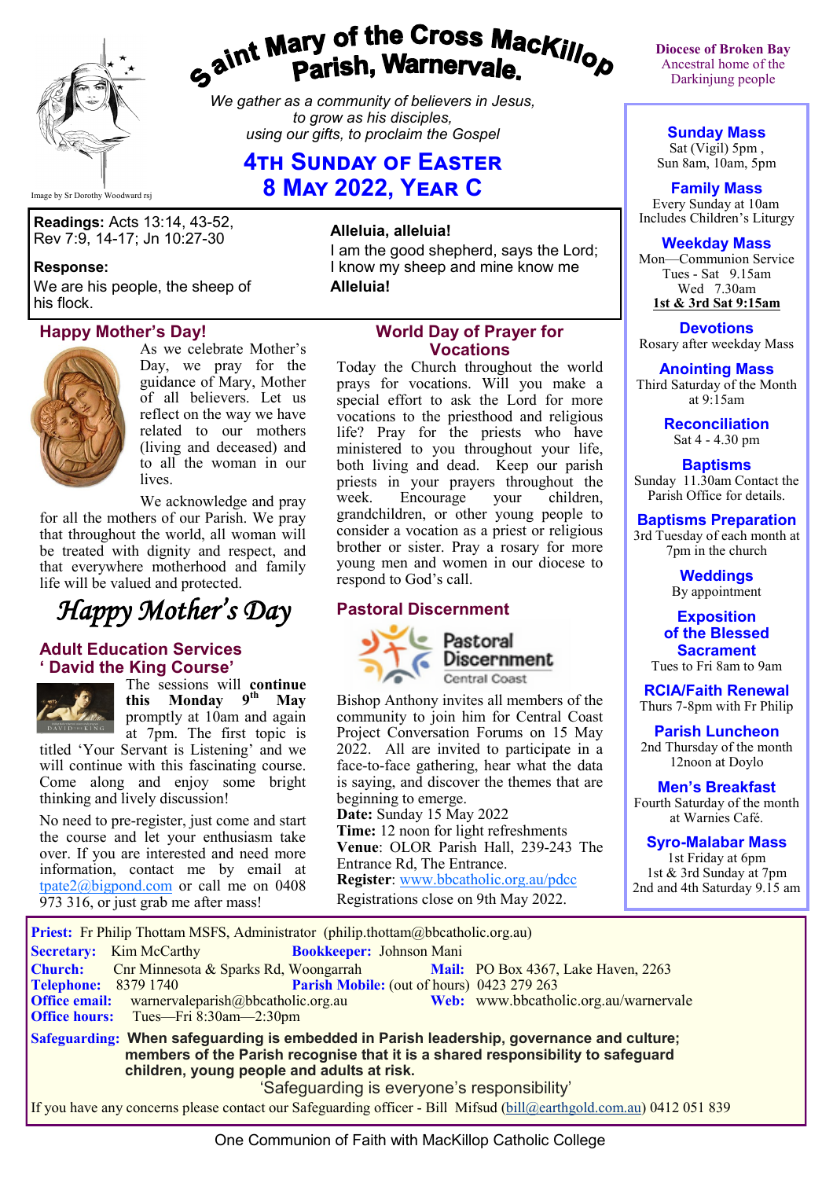# Saint Mary of the Cross MacKillop Parish, Warnervale.

Image by Sr Dorothy Woodward rsj

*We gather as a community of believers in Jesus, to grow as his disciples, using our gifts, to proclaim the Gospel*

## 4th Sunday of Easter
## 8 May 2022, Year C

Diocese of Broken Bay
Ancestral home of the Darkinjung people

**Readings:** Acts 13:14, 43-52, Rev 7:9, 14-17; Jn 10:27-30

**Response:**
We are his people, the sheep of his flock.

**Alleluia, alleluia!**
I am the good shepherd, says the Lord; I know my sheep and mine know me
**Alleluia!**

### Happy Mother's Day!

As we celebrate Mother's Day, we pray for the guidance of Mary, Mother of all believers. Let us reflect on the way we have related to our mothers (living and deceased) and to all the woman in our lives.

We acknowledge and pray for all the mothers of our Parish. We pray that throughout the world, all woman will be treated with dignity and respect, and that everywhere motherhood and family life will be valued and protected.

*Happy Mother's Day*

### Adult Education Services
### ' David the King Course'

The sessions will **continue this Monday 9th May** promptly at 10am and again at 7pm. The first topic is titled 'Your Servant is Listening' and we will continue with this fascinating course. Come along and enjoy some bright thinking and lively discussion!

No need to pre-register, just come and start the course and let your enthusiasm take over. If you are interested and need more information, contact me by email at tpate2@bigpond.com or call me on 0408 973 316, or just grab me after mass!

### World Day of Prayer for Vocations

Today the Church throughout the world prays for vocations. Will you make a special effort to ask the Lord for more vocations to the priesthood and religious life? Pray for the priests who have ministered to you throughout your life, both living and dead. Keep our parish priests in your prayers throughout the week. Encourage your children, grandchildren, or other young people to consider a vocation as a priest or religious brother or sister. Pray a rosary for more young men and women in our diocese to respond to God's call.

### Pastoral Discernment

Pastoral Discernment
Central Coast

Bishop Anthony invites all members of the community to join him for Central Coast Project Conversation Forums on 15 May 2022. All are invited to participate in a face-to-face gathering, hear what the data is saying, and discover the themes that are beginning to emerge.
**Date:** Sunday 15 May 2022
**Time:** 12 noon for light refreshments
**Venue**: OLOR Parish Hall, 239-243 The Entrance Rd, The Entrance.
**Register**: www.bbcatholic.org.au/pdcc
Registrations close on 9th May 2022.

### Sunday Mass
Sat (Vigil) 5pm ,
Sun 8am, 10am, 5pm

### Family Mass
Every Sunday at 10am
Includes Children's Liturgy

### Weekday Mass
Mon—Communion Service
Tues - Sat 9.15am
Wed 7.30am
**1st & 3rd Sat 9:15am**

### Devotions
Rosary after weekday Mass

### Anointing Mass
Third Saturday of the Month at 9:15am

### Reconciliation
Sat 4 - 4.30 pm

### Baptisms
Sunday 11.30am Contact the Parish Office for details.

### Baptisms Preparation
3rd Tuesday of each month at 7pm in the church

### Weddings
By appointment

### Exposition of the Blessed Sacrament
Tues to Fri 8am to 9am

### RCIA/Faith Renewal
Thurs 7-8pm with Fr Philip

### Parish Luncheon
2nd Thursday of the month 12noon at Doylo

### Men's Breakfast
Fourth Saturday of the month at Warnies Café.

### Syro-Malabar Mass
1st Friday at 6pm
1st & 3rd Sunday at 7pm
2nd and 4th Saturday 9.15 am

---

**Priest:** Fr Philip Thottam MSFS, Administrator (philip.thottam@bbcatholic.org.au)
**Secretary:** Kim McCarthy **Bookkeeper:** Johnson Mani
**Church:** Cnr Minnesota & Sparks Rd, Woongarrah **Mail:** PO Box 4367, Lake Haven, 2263
**Telephone:** 8379 1740 **Parish Mobile:** (out of hours) 0423 279 263
**Office email:** warnervaleparish@bbcatholic.org.au **Web:** www.bbcatholic.org.au/warnervale
**Office hours:** Tues—Fri 8:30am—2:30pm

**Safeguarding: When safeguarding is embedded in Parish leadership, governance and culture; members of the Parish recognise that it is a shared responsibility to safeguard children, young people and adults at risk.**

'Safeguarding is everyone's responsibility'

If you have any concerns please contact our Safeguarding officer - Bill Mifsud (bill@earthgold.com.au) 0412 051 839

One Communion of Faith with MacKillop Catholic College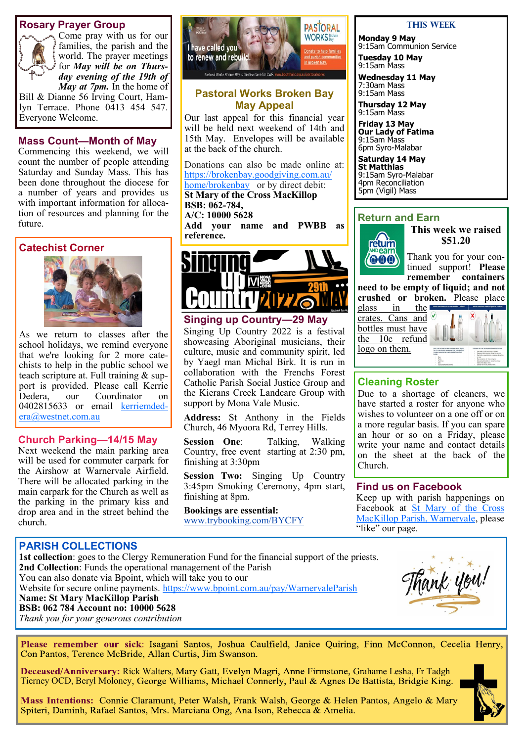## Rosary Prayer Group

Come pray with us for our families, the parish and the world. The prayer meetings for *May will be on Thursday evening of the 19th of May at 7pm.* In the home of Bill & Dianne 56 Irving Court, Hamlyn Terrace. Phone 0413 454 547. Everyone Welcome.

## Mass Count—Month of May

Commencing this weekend, we will count the number of people attending Saturday and Sunday Mass. This has been done throughout the diocese for a number of years and provides us with important information for allocation of resources and planning for the future.

## Catechist Corner

As we return to classes after the school holidays, we remind everyone that we're looking for 2 more catechists to help in the public school we teach scripture at. Full training & support is provided. Please call Kerrie Dedera, our Coordinator on 0402815633 or email kerriemdedera@westnet.com.au

## Church Parking—14/15 May

Next weekend the main parking area will be used for commuter carpark for the Airshow at Warnervale Airfield. There will be allocated parking in the main carpark for the Church as well as the parking in the primary kiss and drop area and in the street behind the church.

## Pastoral Works Broken Bay May Appeal

Our last appeal for this financial year will be held next weekend of 14th and 15th May. Envelopes will be available at the back of the church.

Donations can also be made online at: https://brokenbay.goodgiving.com.au/home/brokenbay or by direct debit:
**St Mary of the Cross MacKillop**
**BSB: 062-784,**
**A/C: 10000 5628**
**Add your name and PWBB as reference.**

## Singing up Country—29 May

Singing Up Country 2022 is a festival showcasing Aboriginal musicians, their culture, music and community spirit, led by Yaegl man Michal Birk. It is run in collaboration with the Frenchs Forest Catholic Parish Social Justice Group and the Kierans Creek Landcare Group with support by Mona Vale Music.

**Address:** St Anthony in the Fields Church, 46 Myoora Rd, Terrey Hills.

**Session One**: Talking, Walking Country, free event starting at 2:30 pm, finishing at 3:30pm

**Session Two:** Singing Up Country 3:45pm Smoking Ceremony, 4pm start, finishing at 8pm.

**Bookings are essential:**
www.trybooking.com/BYCFY

## THIS WEEK

**Monday 9 May**
9:15am Communion Service

**Tuesday 10 May**
9:15am Mass

**Wednesday 11 May**
7:30am Mass
9:15am Mass

**Thursday 12 May**
9:15am Mass

**Friday 13 May**
**Our Lady of Fatima**
9:15am Mass
6pm Syro-Malabar

**Saturday 14 May**
**St Matthias**
9:15am Syro-Malabar
4pm Reconciliation
5pm (Vigil) Mass

## Return and Earn

**This week we raised $51.20**

Thank you for your continued support! **Please remember containers need to be empty of liquid; and not crushed or broken.** Please place glass in the crates. Cans and bottles must have the 10c refund logo on them.

## Cleaning Roster

Due to a shortage of cleaners, we have started a roster for anyone who wishes to volunteer on a one off or on a more regular basis. If you can spare an hour or so on a Friday, please write your name and contact details on the sheet at the back of the Church.

## Find us on Facebook

Keep up with parish happenings on Facebook at St Mary of the Cross MacKillop Parish, Warnervale, please "like" our page.

## PARISH COLLECTIONS

**1st collection**: goes to the Clergy Remuneration Fund for the financial support of the priests.
**2nd Collection**: Funds the operational management of the Parish
You can also donate via Bpoint, which will take you to our Website for secure online payments. https://www.bpoint.com.au/pay/WarnervaleParish
**Name: St Mary MacKillop Parish**
**BSB: 062 784 Account no: 10000 5628**
*Thank you for your generous contribution*

**Please remember our sick**: Isagani Santos, Joshua Caulfield, Janice Quiring, Finn McConnon, Cecelia Henry, Con Pantos, Terence McBride, Allan Curtis, Jim Swanson.

**Deceased/Anniversary:** Rick Walters, Mary Gatt, Evelyn Magri, Anne Firmstone, Grahame Lesha, Fr Tadgh Tierney OCD, Beryl Moloney, George Williams, Michael Connerly, Paul & Agnes De Battista, Bridgie King.

**Mass Intentions:** Connie Claramunt, Peter Walsh, Frank Walsh, George & Helen Pantos, Angelo & Mary Spiteri, Daminh, Rafael Santos, Mrs. Marciana Ong, Ana Ison, Rebecca & Amelia.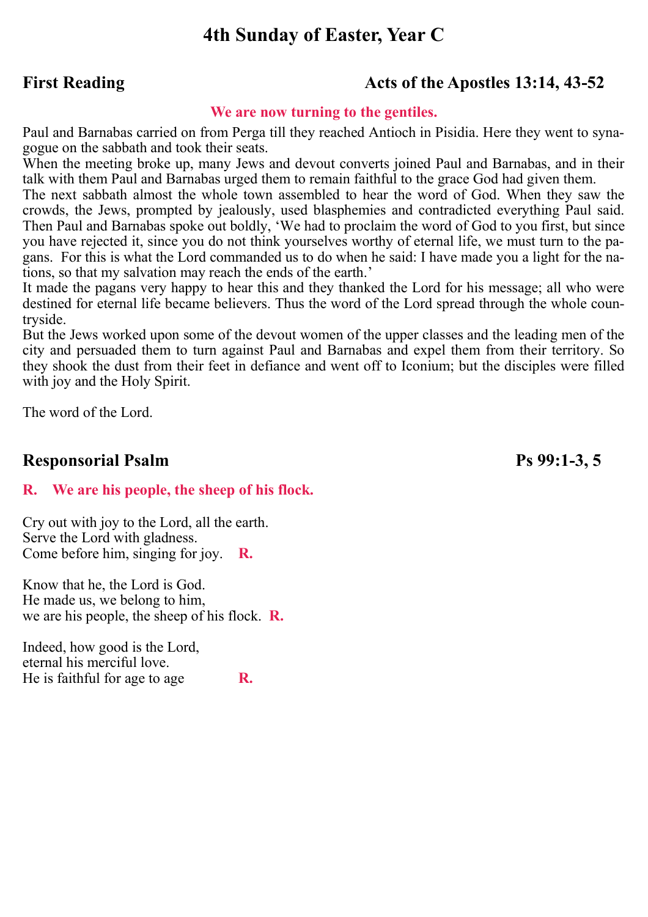# 4th Sunday of Easter, Year C

## First Reading — Acts of the Apostles 13:14, 43-52

**We are now turning to the gentiles.**

Paul and Barnabas carried on from Perga till they reached Antioch in Pisidia. Here they went to synagogue on the sabbath and took their seats.

When the meeting broke up, many Jews and devout converts joined Paul and Barnabas, and in their talk with them Paul and Barnabas urged them to remain faithful to the grace God had given them.

The next sabbath almost the whole town assembled to hear the word of God. When they saw the crowds, the Jews, prompted by jealously, used blasphemies and contradicted everything Paul said. Then Paul and Barnabas spoke out boldly, 'We had to proclaim the word of God to you first, but since you have rejected it, since you do not think yourselves worthy of eternal life, we must turn to the pagans. For this is what the Lord commanded us to do when he said: I have made you a light for the nations, so that my salvation may reach the ends of the earth.'

It made the pagans very happy to hear this and they thanked the Lord for his message; all who were destined for eternal life became believers. Thus the word of the Lord spread through the whole countryside.

But the Jews worked upon some of the devout women of the upper classes and the leading men of the city and persuaded them to turn against Paul and Barnabas and expel them from their territory. So they shook the dust from their feet in defiance and went off to Iconium; but the disciples were filled with joy and the Holy Spirit.

The word of the Lord.

## Responsorial Psalm — Ps 99:1-3, 5

**R. We are his people, the sheep of his flock.**

Cry out with joy to the Lord, all the earth.
Serve the Lord with gladness.
Come before him, singing for joy. **R.**

Know that he, the Lord is God.
He made us, we belong to him,
we are his people, the sheep of his flock. **R.**

Indeed, how good is the Lord,
eternal his merciful love.
He is faithful for age to age **R.**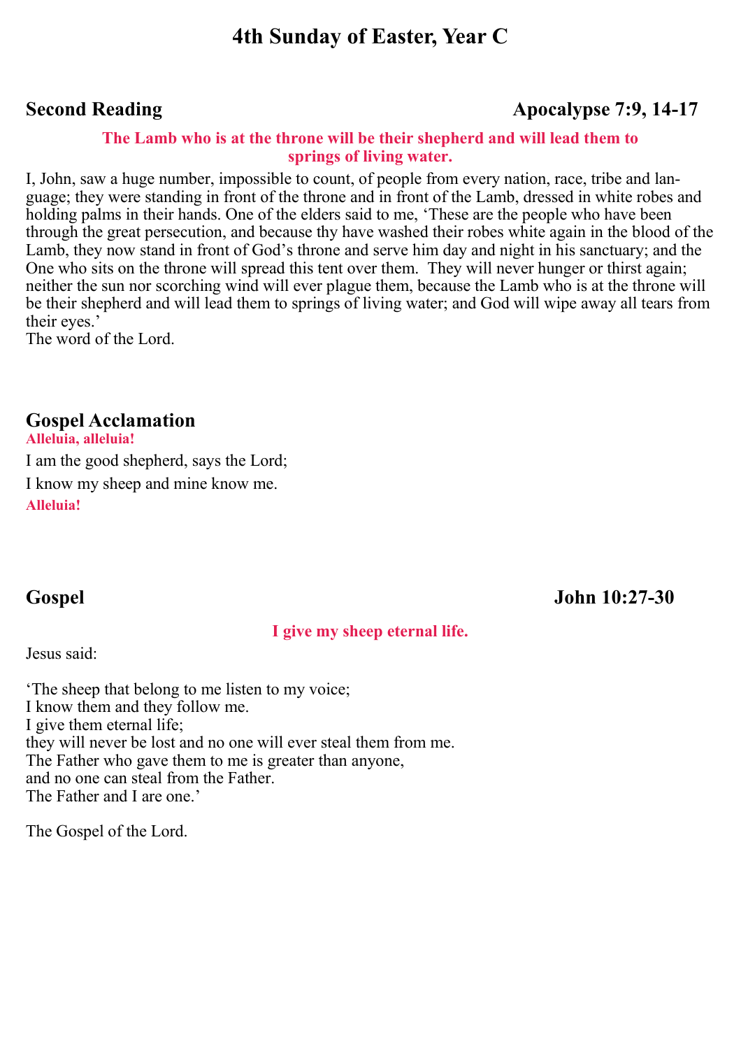# 4th Sunday of Easter, Year C

## Second Reading — Apocalypse 7:9, 14-17

**The Lamb who is at the throne will be their shepherd and will lead them to springs of living water.**

I, John, saw a huge number, impossible to count, of people from every nation, race, tribe and language; they were standing in front of the throne and in front of the Lamb, dressed in white robes and holding palms in their hands. One of the elders said to me, 'These are the people who have been through the great persecution, and because thy have washed their robes white again in the blood of the Lamb, they now stand in front of God's throne and serve him day and night in his sanctuary; and the One who sits on the throne will spread this tent over them. They will never hunger or thirst again; neither the sun nor scorching wind will ever plague them, because the Lamb who is at the throne will be their shepherd and will lead them to springs of living water; and God will wipe away all tears from their eyes.'
The word of the Lord.

## Gospel Acclamation

**Alleluia, alleluia!**

I am the good shepherd, says the Lord;

I know my sheep and mine know me.

**Alleluia!**

## Gospel — John 10:27-30

**I give my sheep eternal life.**

Jesus said:

'The sheep that belong to me listen to my voice;
I know them and they follow me.
I give them eternal life;
they will never be lost and no one will ever steal them from me.
The Father who gave them to me is greater than anyone,
and no one can steal from the Father.
The Father and I are one.'

The Gospel of the Lord.